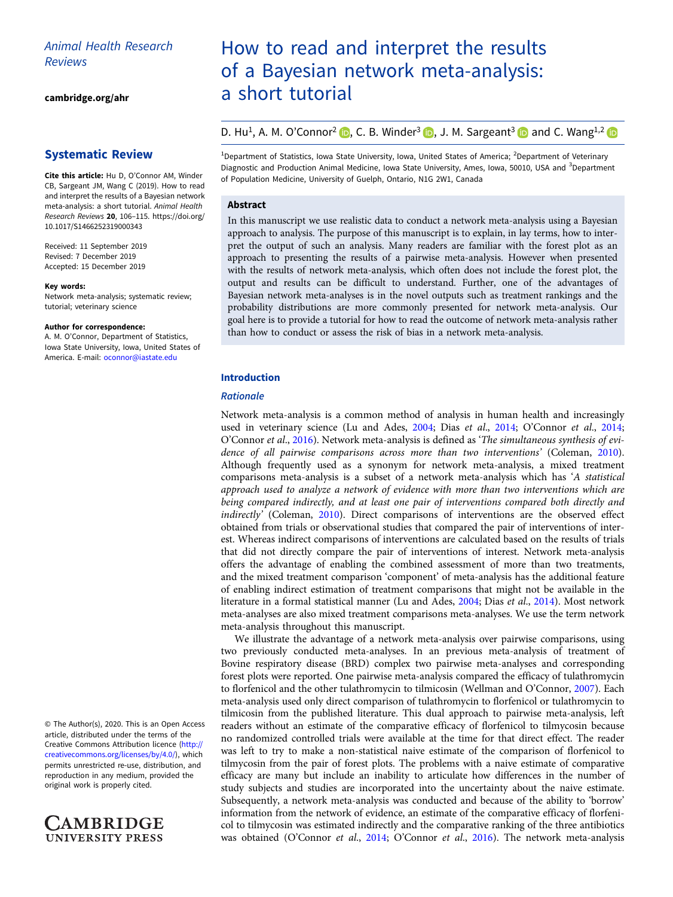Animal Health Research Reviews

cambridge.org/ahr

## Systematic Review

**Cite this article:** Hu D, O'Connor AM, Winder CB, Sargeant JM, Wang C (2019). How to read and interpret the results of a Bayesian network meta-analysis: a short tutorial. *Animal Health Research Reviews* **20**, 106–115. https://doi.org/10.1017/S1466252319000343

Received: 11 September 2019
Revised: 7 December 2019
Accepted: 15 December 2019

**Key words:**
Network meta-analysis; systematic review; tutorial; veterinary science

**Author for correspondence:**
A. M. O'Connor, Department of Statistics, Iowa State University, Iowa, United States of America. E-mail: oconnor@iastate.edu

© The Author(s), 2020. This is an Open Access article, distributed under the terms of the Creative Commons Attribution licence (http://creativecommons.org/licenses/by/4.0/), which permits unrestricted re-use, distribution, and reproduction in any medium, provided the original work is properly cited.

# How to read and interpret the results of a Bayesian network meta-analysis: a short tutorial

D. Hu[1], A. M. O'Connor[2], C. B. Winder[3], J. M. Sargeant[3] and C. Wang[1,2]

[1]Department of Statistics, Iowa State University, Iowa, United States of America; [2]Department of Veterinary Diagnostic and Production Animal Medicine, Iowa State University, Ames, Iowa, 50010, USA and [3]Department of Population Medicine, University of Guelph, Ontario, N1G 2W1, Canada

### Abstract

In this manuscript we use realistic data to conduct a network meta-analysis using a Bayesian approach to analysis. The purpose of this manuscript is to explain, in lay terms, how to interpret the output of such an analysis. Many readers are familiar with the forest plot as an approach to presenting the results of a pairwise meta-analysis. However when presented with the results of network meta-analysis, which often does not include the forest plot, the output and results can be difficult to understand. Further, one of the advantages of Bayesian network meta-analyses is in the novel outputs such as treatment rankings and the probability distributions are more commonly presented for network meta-analysis. Our goal here is to provide a tutorial for how to read the outcome of network meta-analysis rather than how to conduct or assess the risk of bias in a network meta-analysis.

## Introduction

### *Rationale*

Network meta-analysis is a common method of analysis in human health and increasingly used in veterinary science (Lu and Ades, 2004; Dias *et al.*, 2014; O'Connor *et al.*, 2014; O'Connor *et al.*, 2016). Network meta-analysis is defined as '*The simultaneous synthesis of evidence of all pairwise comparisons across more than two interventions*' (Coleman, 2010). Although frequently used as a synonym for network meta-analysis, a mixed treatment comparisons meta-analysis is a subset of a network meta-analysis which has '*A statistical approach used to analyze a network of evidence with more than two interventions which are being compared indirectly, and at least one pair of interventions compared both directly and indirectly*' (Coleman, 2010). Direct comparisons of interventions are the observed effect obtained from trials or observational studies that compared the pair of interventions of interest. Whereas indirect comparisons of interventions are calculated based on the results of trials that did not directly compare the pair of interventions of interest. Network meta-analysis offers the advantage of enabling the combined assessment of more than two treatments, and the mixed treatment comparison 'component' of meta-analysis has the additional feature of enabling indirect estimation of treatment comparisons that might not be available in the literature in a formal statistical manner (Lu and Ades, 2004; Dias *et al.*, 2014). Most network meta-analyses are also mixed treatment comparisons meta-analyses. We use the term network meta-analysis throughout this manuscript.

We illustrate the advantage of a network meta-analysis over pairwise comparisons, using two previously conducted meta-analyses. In an previous meta-analysis of treatment of Bovine respiratory disease (BRD) complex two pairwise meta-analyses and corresponding forest plots were reported. One pairwise meta-analysis compared the efficacy of tulathromycin to florfenicol and the other tulathromycin to tilmicosin (Wellman and O'Connor, 2007). Each meta-analysis used only direct comparison of tulathromycin to florfenicol or tulathromycin to tilmicosin from the published literature. This dual approach to pairwise meta-analysis, left readers without an estimate of the comparative efficacy of florfenicol to tilmycosin because no randomized controlled trials were available at the time for that direct effect. The reader was left to try to make a non-statistical naive estimate of the comparison of florfenicol to tilmycosin from the pair of forest plots. The problems with a naive estimate of comparative efficacy are many but include an inability to articulate how differences in the number of study subjects and studies are incorporated into the uncertainty about the naive estimate. Subsequently, a network meta-analysis was conducted and because of the ability to 'borrow' information from the network of evidence, an estimate of the comparative efficacy of florfenicol to tilmycosin was estimated indirectly and the comparative ranking of the three antibiotics was obtained (O'Connor *et al.*, 2014; O'Connor *et al.*, 2016). The network meta-analysis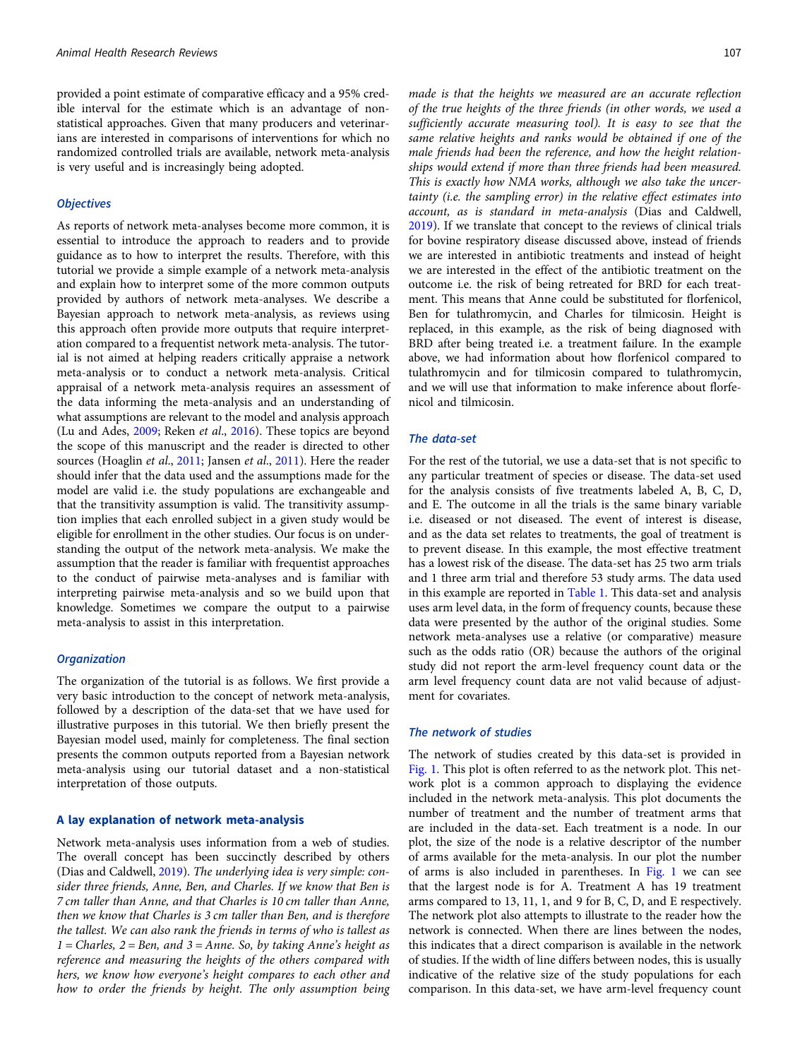provided a point estimate of comparative efficacy and a 95% credible interval for the estimate which is an advantage of non-statistical approaches. Given that many producers and veterinarians are interested in comparisons of interventions for which no randomized controlled trials are available, network meta-analysis is very useful and is increasingly being adopted.

### Objectives

As reports of network meta-analyses become more common, it is essential to introduce the approach to readers and to provide guidance as to how to interpret the results. Therefore, with this tutorial we provide a simple example of a network meta-analysis and explain how to interpret some of the more common outputs provided by authors of network meta-analyses. We describe a Bayesian approach to network meta-analysis, as reviews using this approach often provide more outputs that require interpretation compared to a frequentist network meta-analysis. The tutorial is not aimed at helping readers critically appraise a network meta-analysis or to conduct a network meta-analysis. Critical appraisal of a network meta-analysis requires an assessment of the data informing the meta-analysis and an understanding of what assumptions are relevant to the model and analysis approach (Lu and Ades, 2009; Reken *et al*., 2016). These topics are beyond the scope of this manuscript and the reader is directed to other sources (Hoaglin *et al*., 2011; Jansen *et al*., 2011). Here the reader should infer that the data used and the assumptions made for the model are valid i.e. the study populations are exchangeable and that the transitivity assumption is valid. The transitivity assumption implies that each enrolled subject in a given study would be eligible for enrollment in the other studies. Our focus is on understanding the output of the network meta-analysis. We make the assumption that the reader is familiar with frequentist approaches to the conduct of pairwise meta-analyses and is familiar with interpreting pairwise meta-analysis and so we build upon that knowledge. Sometimes we compare the output to a pairwise meta-analysis to assist in this interpretation.

### Organization

The organization of the tutorial is as follows. We first provide a very basic introduction to the concept of network meta-analysis, followed by a description of the data-set that we have used for illustrative purposes in this tutorial. We then briefly present the Bayesian model used, mainly for completeness. The final section presents the common outputs reported from a Bayesian network meta-analysis using our tutorial dataset and a non-statistical interpretation of those outputs.

## A lay explanation of network meta-analysis

Network meta-analysis uses information from a web of studies. The overall concept has been succinctly described by others (Dias and Caldwell, 2019). *The underlying idea is very simple: consider three friends, Anne, Ben, and Charles. If we know that Ben is 7 cm taller than Anne, and that Charles is 10 cm taller than Anne, then we know that Charles is 3 cm taller than Ben, and is therefore the tallest. We can also rank the friends in terms of who is tallest as 1 = Charles, 2 = Ben, and 3 = Anne. So, by taking Anne's height as reference and measuring the heights of the others compared with hers, we know how everyone's height compares to each other and how to order the friends by height. The only assumption being made is that the heights we measured are an accurate reflection of the true heights of the three friends (in other words, we used a sufficiently accurate measuring tool). It is easy to see that the same relative heights and ranks would be obtained if one of the male friends had been the reference, and how the height relationships would extend if more than three friends had been measured. This is exactly how NMA works, although we also take the uncertainty (i.e. the sampling error) in the relative effect estimates into account, as is standard in meta-analysis* (Dias and Caldwell, 2019). If we translate that concept to the reviews of clinical trials for bovine respiratory disease discussed above, instead of friends we are interested in antibiotic treatments and instead of height we are interested in the effect of the antibiotic treatment on the outcome i.e. the risk of being retreated for BRD for each treatment. This means that Anne could be substituted for florfenicol, Ben for tulathromycin, and Charles for tilmicosin. Height is replaced, in this example, as the risk of being diagnosed with BRD after being treated i.e. a treatment failure. In the example above, we had information about how florfenicol compared to tulathromycin and for tilmicosin compared to tulathromycin, and we will use that information to make inference about florfenicol and tilmicosin.

### The data-set

For the rest of the tutorial, we use a data-set that is not specific to any particular treatment of species or disease. The data-set used for the analysis consists of five treatments labeled A, B, C, D, and E. The outcome in all the trials is the same binary variable i.e. diseased or not diseased. The event of interest is disease, and as the data set relates to treatments, the goal of treatment is to prevent disease. In this example, the most effective treatment has a lowest risk of the disease. The data-set has 25 two arm trials and 1 three arm trial and therefore 53 study arms. The data used in this example are reported in Table 1. This data-set and analysis uses arm level data, in the form of frequency counts, because these data were presented by the author of the original studies. Some network meta-analyses use a relative (or comparative) measure such as the odds ratio (OR) because the authors of the original study did not report the arm-level frequency count data or the arm level frequency count data are not valid because of adjustment for covariates.

### The network of studies

The network of studies created by this data-set is provided in Fig. 1. This plot is often referred to as the network plot. This network plot is a common approach to displaying the evidence included in the network meta-analysis. This plot documents the number of treatment and the number of treatment arms that are included in the data-set. Each treatment is a node. In our plot, the size of the node is a relative descriptor of the number of arms available for the meta-analysis. In our plot the number of arms is also included in parentheses. In Fig. 1 we can see that the largest node is for A. Treatment A has 19 treatment arms compared to 13, 11, 1, and 9 for B, C, D, and E respectively. The network plot also attempts to illustrate to the reader how the network is connected. When there are lines between the nodes, this indicates that a direct comparison is available in the network of studies. If the width of line differs between nodes, this is usually indicative of the relative size of the study populations for each comparison. In this data-set, we have arm-level frequency count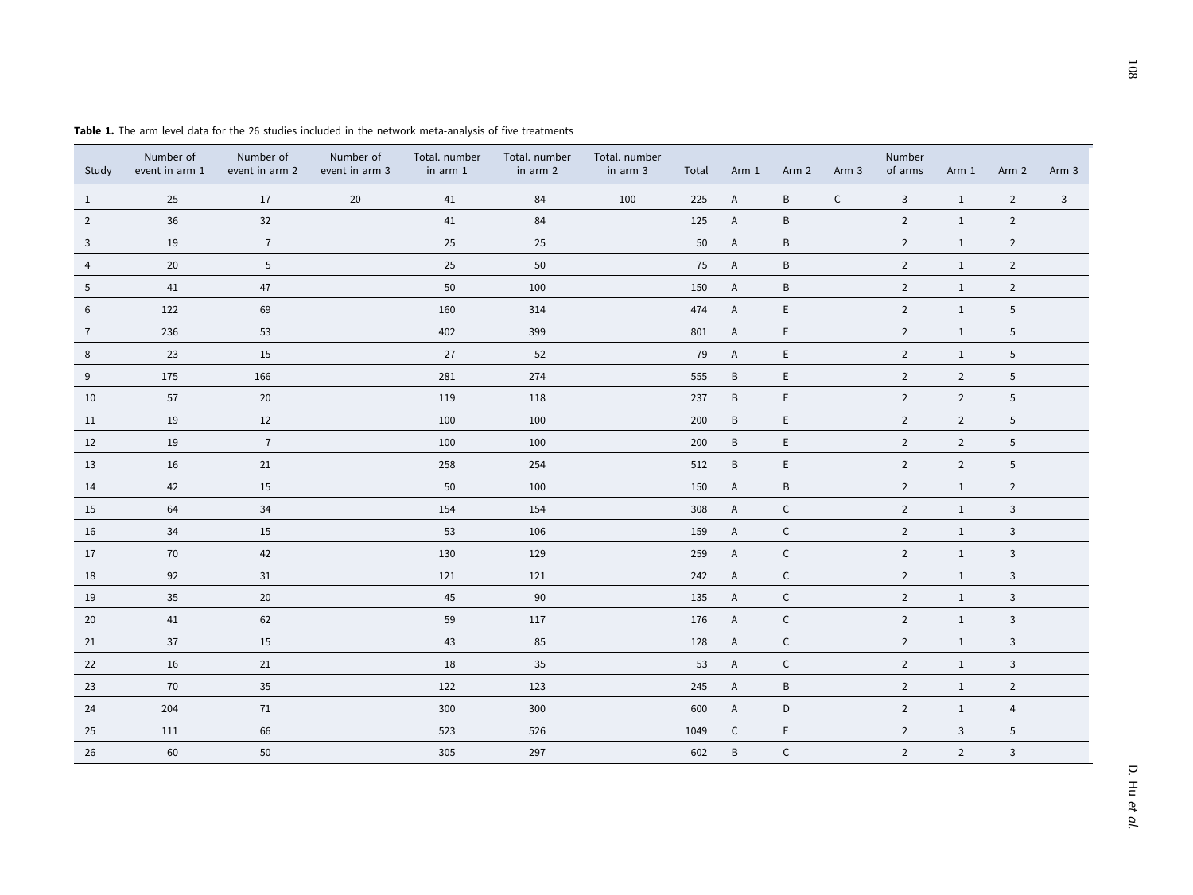**Table 1.** The arm level data for the 26 studies included in the network meta-analysis of five treatments

| Study | Number of event in arm 1 | Number of event in arm 2 | Number of event in arm 3 | Total. number in arm 1 | Total. number in arm 2 | Total. number in arm 3 | Total | Arm 1 | Arm 2 | Arm 3 | Number of arms | Arm 1 | Arm 2 | Arm 3 |
|---|---|---|---|---|---|---|---|---|---|---|---|---|---|---|
| 1 | 25 | 17 | 20 | 41 | 84 | 100 | 225 | A | B | C | 3 | 1 | 2 | 3 |
| 2 | 36 | 32 | | 41 | 84 | | 125 | A | B | | 2 | 1 | 2 | |
| 3 | 19 | 7 | | 25 | 25 | | 50 | A | B | | 2 | 1 | 2 | |
| 4 | 20 | 5 | | 25 | 50 | | 75 | A | B | | 2 | 1 | 2 | |
| 5 | 41 | 47 | | 50 | 100 | | 150 | A | B | | 2 | 1 | 2 | |
| 6 | 122 | 69 | | 160 | 314 | | 474 | A | E | | 2 | 1 | 5 | |
| 7 | 236 | 53 | | 402 | 399 | | 801 | A | E | | 2 | 1 | 5 | |
| 8 | 23 | 15 | | 27 | 52 | | 79 | A | E | | 2 | 1 | 5 | |
| 9 | 175 | 166 | | 281 | 274 | | 555 | B | E | | 2 | 2 | 5 | |
| 10 | 57 | 20 | | 119 | 118 | | 237 | B | E | | 2 | 2 | 5 | |
| 11 | 19 | 12 | | 100 | 100 | | 200 | B | E | | 2 | 2 | 5 | |
| 12 | 19 | 7 | | 100 | 100 | | 200 | B | E | | 2 | 2 | 5 | |
| 13 | 16 | 21 | | 258 | 254 | | 512 | B | E | | 2 | 2 | 5 | |
| 14 | 42 | 15 | | 50 | 100 | | 150 | A | B | | 2 | 1 | 2 | |
| 15 | 64 | 34 | | 154 | 154 | | 308 | A | C | | 2 | 1 | 3 | |
| 16 | 34 | 15 | | 53 | 106 | | 159 | A | C | | 2 | 1 | 3 | |
| 17 | 70 | 42 | | 130 | 129 | | 259 | A | C | | 2 | 1 | 3 | |
| 18 | 92 | 31 | | 121 | 121 | | 242 | A | C | | 2 | 1 | 3 | |
| 19 | 35 | 20 | | 45 | 90 | | 135 | A | C | | 2 | 1 | 3 | |
| 20 | 41 | 62 | | 59 | 117 | | 176 | A | C | | 2 | 1 | 3 | |
| 21 | 37 | 15 | | 43 | 85 | | 128 | A | C | | 2 | 1 | 3 | |
| 22 | 16 | 21 | | 18 | 35 | | 53 | A | C | | 2 | 1 | 3 | |
| 23 | 70 | 35 | | 122 | 123 | | 245 | A | B | | 2 | 1 | 2 | |
| 24 | 204 | 71 | | 300 | 300 | | 600 | A | D | | 2 | 1 | 4 | |
| 25 | 111 | 66 | | 523 | 526 | | 1049 | C | E | | 2 | 3 | 5 | |
| 26 | 60 | 50 | | 305 | 297 | | 602 | B | C | | 2 | 2 | 3 | |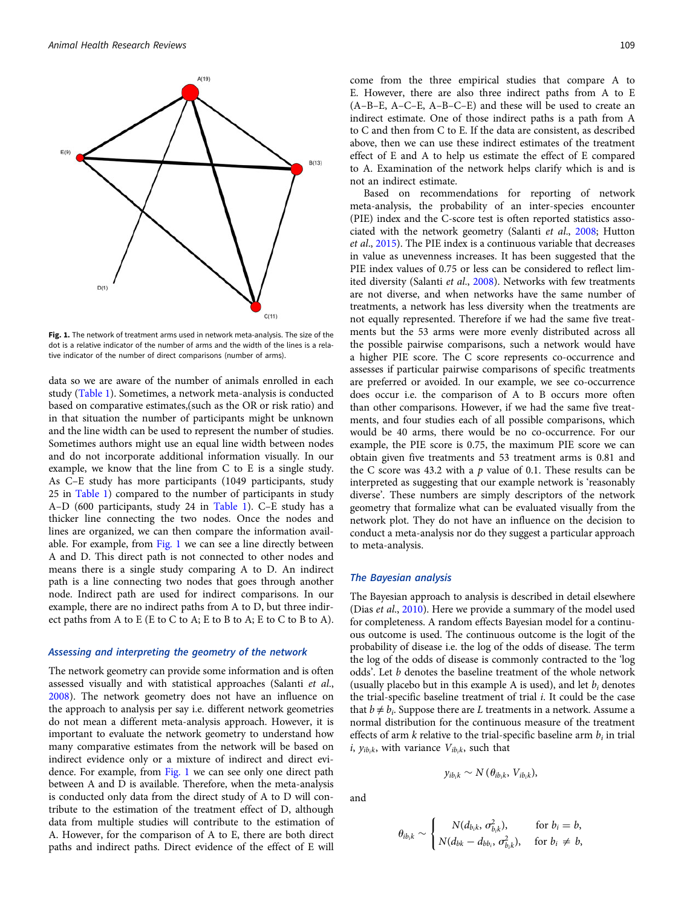A(19)

E(9)

B(13)

D(1)

C(11)

**Fig. 1.** The network of treatment arms used in network meta-analysis. The size of the dot is a relative indicator of the number of arms and the width of the lines is a relative indicator of the number of direct comparisons (number of arms).

data so we are aware of the number of animals enrolled in each study (Table 1). Sometimes, a network meta-analysis is conducted based on comparative estimates,(such as the OR or risk ratio) and in that situation the number of participants might be unknown and the line width can be used to represent the number of studies. Sometimes authors might use an equal line width between nodes and do not incorporate additional information visually. In our example, we know that the line from C to E is a single study. As C–E study has more participants (1049 participants, study 25 in Table 1) compared to the number of participants in study A–D (600 participants, study 24 in Table 1). C–E study has a thicker line connecting the two nodes. Once the nodes and lines are organized, we can then compare the information available. For example, from Fig. 1 we can see a line directly between A and D. This direct path is not connected to other nodes and means there is a single study comparing A to D. An indirect path is a line connecting two nodes that goes through another node. Indirect path are used for indirect comparisons. In our example, there are no indirect paths from A to D, but three indirect paths from A to E (E to C to A; E to B to A; E to C to B to A).

### Assessing and interpreting the geometry of the network

The network geometry can provide some information and is often assessed visually and with statistical approaches (Salanti *et al.*, 2008). The network geometry does not have an influence on the approach to analysis per say i.e. different network geometries do not mean a different meta-analysis approach. However, it is important to evaluate the network geometry to understand how many comparative estimates from the network will be based on indirect evidence only or a mixture of indirect and direct evidence. For example, from Fig. 1 we can see only one direct path between A and D is available. Therefore, when the meta-analysis is conducted only data from the direct study of A to D will contribute to the estimation of the treatment effect of D, although data from multiple studies will contribute to the estimation of A. However, for the comparison of A to E, there are both direct paths and indirect paths. Direct evidence of the effect of E will come from the three empirical studies that compare A to E. However, there are also three indirect paths from A to E (A–B–E, A–C–E, A–B–C–E) and these will be used to create an indirect estimate. One of those indirect paths is a path from A to C and then from C to E. If the data are consistent, as described above, then we can use these indirect estimates of the treatment effect of E and A to help us estimate the effect of E compared to A. Examination of the network helps clarify which is and is not an indirect estimate.

Based on recommendations for reporting of network meta-analysis, the probability of an inter-species encounter (PIE) index and the C-score test is often reported statistics associated with the network geometry (Salanti *et al.*, 2008; Hutton *et al.*, 2015). The PIE index is a continuous variable that decreases in value as unevenness increases. It has been suggested that the PIE index values of 0.75 or less can be considered to reflect limited diversity (Salanti *et al.*, 2008). Networks with few treatments are not diverse, and when networks have the same number of treatments, a network has less diversity when the treatments are not equally represented. Therefore if we had the same five treatments but the 53 arms were more evenly distributed across all the possible pairwise comparisons, such a network would have a higher PIE score. The C score represents co-occurrence and assesses if particular pairwise comparisons of specific treatments are preferred or avoided. In our example, we see co-occurrence does occur i.e. the comparison of A to B occurs more often than other comparisons. However, if we had the same five treatments, and four studies each of all possible comparisons, which would be 40 arms, there would be no co-occurrence. For our example, the PIE score is 0.75, the maximum PIE score we can obtain given five treatments and 53 treatment arms is 0.81 and the C score was 43.2 with a $p$ value of 0.1. These results can be interpreted as suggesting that our example network is 'reasonably diverse'. These numbers are simply descriptors of the network geometry that formalize what can be evaluated visually from the network plot. They do not have an influence on the decision to conduct a meta-analysis nor do they suggest a particular approach to meta-analysis.

### The Bayesian analysis

The Bayesian approach to analysis is described in detail elsewhere (Dias *et al.*, 2010). Here we provide a summary of the model used for completeness. A random effects Bayesian model for a continuous outcome is used. The continuous outcome is the logit of the probability of disease i.e. the log of the odds of disease. The term the log of the odds of disease is commonly contracted to the 'log odds'. Let $b$ denotes the baseline treatment of the whole network (usually placebo but in this example A is used), and let $b_i$ denotes the trial-specific baseline treatment of trial $i$. It could be the case that $b \neq b_i$. Suppose there are $L$ treatments in a network. Assume a normal distribution for the continuous measure of the treatment effects of arm $k$ relative to the trial-specific baseline arm $b_i$ in trial $i$, $y_{ib_ik}$, with variance $V_{ib_ik}$, such that

$$y_{ib_ik} \sim N(\theta_{ib_ik}, V_{ib_ik}),$$

and

$$\theta_{ib_ik} \sim \begin{cases} N(d_{b_ik}, \sigma^2_{b_ik}), & \text{for } b_i = b, \\ N(d_{bk} - d_{bb_i}, \sigma^2_{b_ik}), & \text{for } b_i \neq b, \end{cases}$$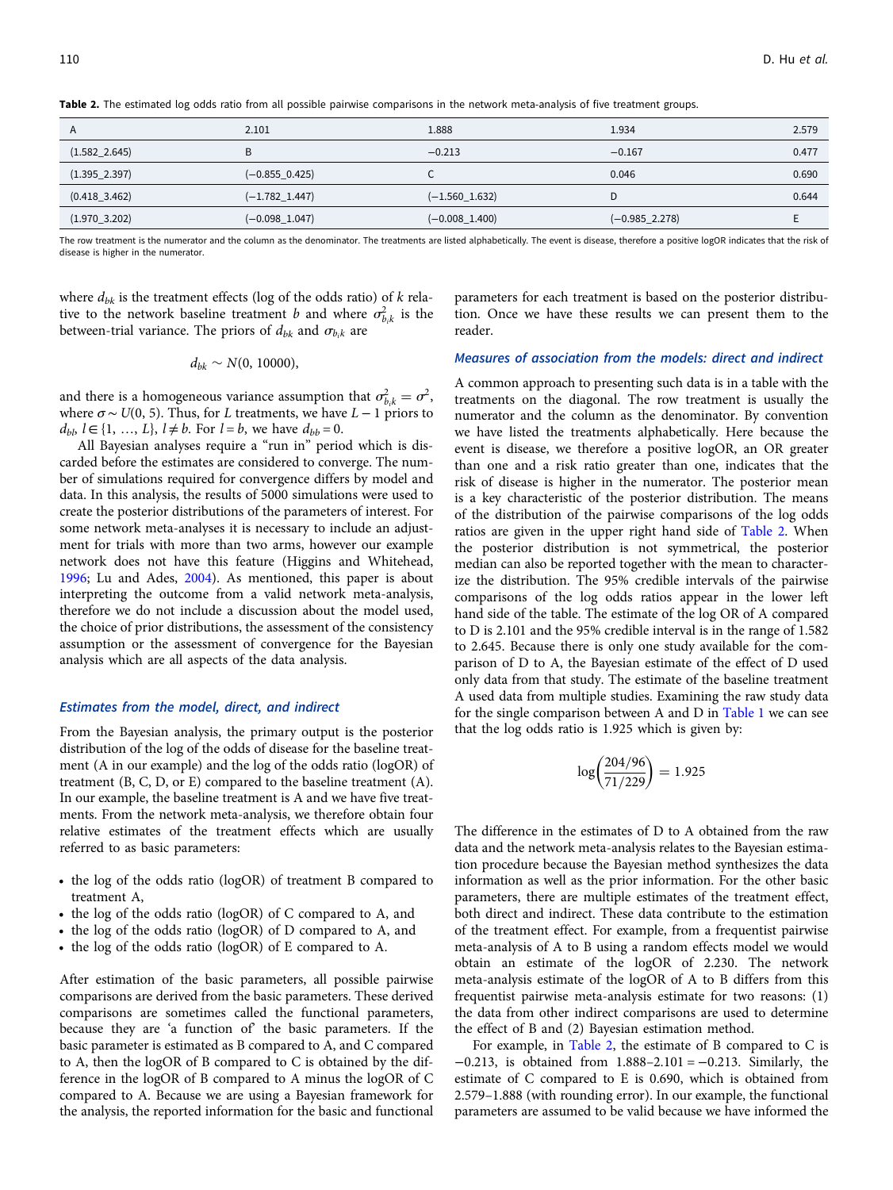**Table 2.** The estimated log odds ratio from all possible pairwise comparisons in the network meta-analysis of five treatment groups.

| A | 2.101 | 1.888 | 1.934 | 2.579 |
|---|---|---|---|---|
| (1.582_2.645) | B | −0.213 | −0.167 | 0.477 |
| (1.395_2.397) | (−0.855_0.425) | C | 0.046 | 0.690 |
| (0.418_3.462) | (−1.782_1.447) | (−1.560_1.632) | D | 0.644 |
| (1.970_3.202) | (−0.098_1.047) | (−0.008_1.400) | (−0.985_2.278) | E |

The row treatment is the numerator and the column as the denominator. The treatments are listed alphabetically. The event is disease, therefore a positive logOR indicates that the risk of disease is higher in the numerator.

where $d_{bk}$ is the treatment effects (log of the odds ratio) of $k$ relative to the network baseline treatment $b$ and where $\sigma^2_{b,k}$ is the between-trial variance. The priors of $d_{bk}$ and $\sigma_{b,k}$ are

$$d_{bk} \sim N(0, 10000),$$

and there is a homogeneous variance assumption that $\sigma^2_{b,k} = \sigma^2$, where $\sigma \sim U(0, 5)$. Thus, for $L$ treatments, we have $L - 1$ priors to $d_{bl}$, $l \in \{1, \ldots, L\}$, $l \neq b$. For $l = b$, we have $d_{bb} = 0$.

All Bayesian analyses require a "run in" period which is discarded before the estimates are considered to converge. The number of simulations required for convergence differs by model and data. In this analysis, the results of 5000 simulations were used to create the posterior distributions of the parameters of interest. For some network meta-analyses it is necessary to include an adjustment for trials with more than two arms, however our example network does not have this feature (Higgins and Whitehead, 1996; Lu and Ades, 2004). As mentioned, this paper is about interpreting the outcome from a valid network meta-analysis, therefore we do not include a discussion about the model used, the choice of prior distributions, the assessment of the consistency assumption or the assessment of convergence for the Bayesian analysis which are all aspects of the data analysis.

### *Estimates from the model, direct, and indirect*

From the Bayesian analysis, the primary output is the posterior distribution of the log of the odds of disease for the baseline treatment (A in our example) and the log of the odds ratio (logOR) of treatment (B, C, D, or E) compared to the baseline treatment (A). In our example, the baseline treatment is A and we have five treatments. From the network meta-analysis, we therefore obtain four relative estimates of the treatment effects which are usually referred to as basic parameters:

- the log of the odds ratio (logOR) of treatment B compared to treatment A,
- the log of the odds ratio (logOR) of C compared to A, and
- the log of the odds ratio (logOR) of D compared to A, and
- the log of the odds ratio (logOR) of E compared to A.

After estimation of the basic parameters, all possible pairwise comparisons are derived from the basic parameters. These derived comparisons are sometimes called the functional parameters, because they are 'a function of' the basic parameters. If the basic parameter is estimated as B compared to A, and C compared to A, then the logOR of B compared to C is obtained by the difference in the logOR of B compared to A minus the logOR of C compared to A. Because we are using a Bayesian framework for the analysis, the reported information for the basic and functional parameters for each treatment is based on the posterior distribution. Once we have these results we can present them to the reader.

### *Measures of association from the models: direct and indirect*

A common approach to presenting such data is in a table with the treatments on the diagonal. The row treatment is usually the numerator and the column as the denominator. By convention we have listed the treatments alphabetically. Here because the event is disease, we therefore a positive logOR, an OR greater than one and a risk ratio greater than one, indicates that the risk of disease is higher in the numerator. The posterior mean is a key characteristic of the posterior distribution. The means of the distribution of the pairwise comparisons of the log odds ratios are given in the upper right hand side of Table 2. When the posterior distribution is not symmetrical, the posterior median can also be reported together with the mean to characterize the distribution. The 95% credible intervals of the pairwise comparisons of the log odds ratios appear in the lower left hand side of the table. The estimate of the log OR of A compared to D is 2.101 and the 95% credible interval is in the range of 1.582 to 2.645. Because there is only one study available for the comparison of D to A, the Bayesian estimate of the effect of D used only data from that study. The estimate of the baseline treatment A used data from multiple studies. Examining the raw study data for the single comparison between A and D in Table 1 we can see that the log odds ratio is 1.925 which is given by:

$$\log\left(\frac{204/96}{71/229}\right) = 1.925$$

The difference in the estimates of D to A obtained from the raw data and the network meta-analysis relates to the Bayesian estimation procedure because the Bayesian method synthesizes the data information as well as the prior information. For the other basic parameters, there are multiple estimates of the treatment effect, both direct and indirect. These data contribute to the estimation of the treatment effect. For example, from a frequentist pairwise meta-analysis of A to B using a random effects model we would obtain an estimate of the logOR of 2.230. The network meta-analysis estimate of the logOR of A to B differs from this frequentist pairwise meta-analysis estimate for two reasons: (1) the data from other indirect comparisons are used to determine the effect of B and (2) Bayesian estimation method.

For example, in Table 2, the estimate of B compared to C is −0.213, is obtained from 1.888–2.101 = −0.213. Similarly, the estimate of C compared to E is 0.690, which is obtained from 2.579–1.888 (with rounding error). In our example, the functional parameters are assumed to be valid because we have informed the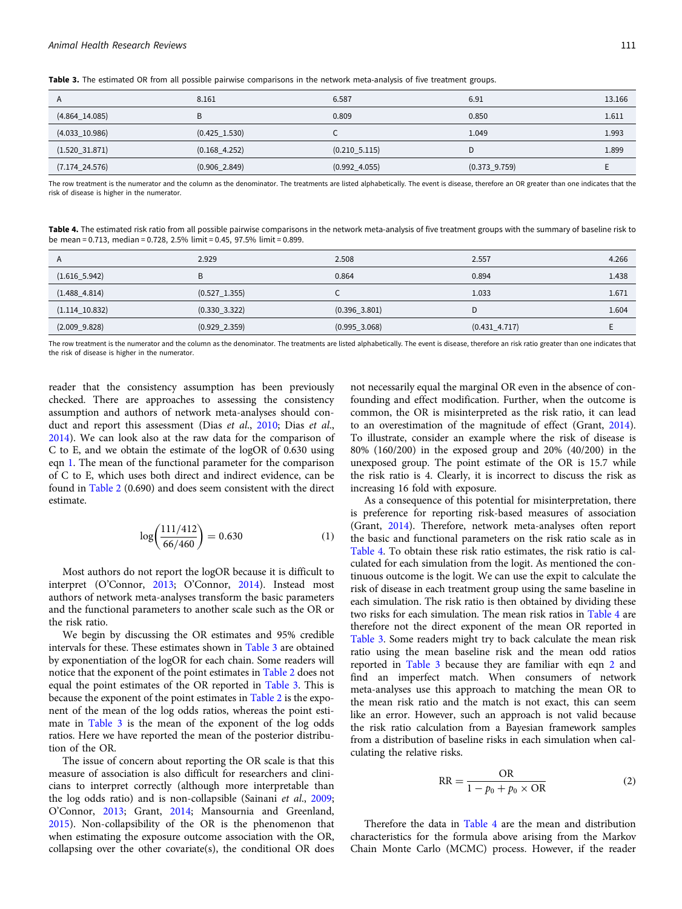**Table 3.** The estimated OR from all possible pairwise comparisons in the network meta-analysis of five treatment groups.

| A | 8.161 | 6.587 | 6.91 | 13.166 |
|---|---|---|---|---|
| (4.864_14.085) | B | 0.809 | 0.850 | 1.611 |
| (4.033_10.986) | (0.425_1.530) | C | 1.049 | 1.993 |
| (1.520_31.871) | (0.168_4.252) | (0.210_5.115) | D | 1.899 |
| (7.174_24.576) | (0.906_2.849) | (0.992_4.055) | (0.373_9.759) | E |

The row treatment is the numerator and the column as the denominator. The treatments are listed alphabetically. The event is disease, therefore an OR greater than one indicates that the risk of disease is higher in the numerator.

**Table 4.** The estimated risk ratio from all possible pairwise comparisons in the network meta-analysis of five treatment groups with the summary of baseline risk to be mean = 0.713, median = 0.728, 2.5% limit = 0.45, 97.5% limit = 0.899.

| A | 2.929 | 2.508 | 2.557 | 4.266 |
|---|---|---|---|---|
| (1.616_5.942) | B | 0.864 | 0.894 | 1.438 |
| (1.488_4.814) | (0.527_1.355) | C | 1.033 | 1.671 |
| (1.114_10.832) | (0.330_3.322) | (0.396_3.801) | D | 1.604 |
| (2.009_9.828) | (0.929_2.359) | (0.995_3.068) | (0.431_4.717) | E |

The row treatment is the numerator and the column as the denominator. The treatments are listed alphabetically. The event is disease, therefore an risk ratio greater than one indicates that the risk of disease is higher in the numerator.

reader that the consistency assumption has been previously checked. There are approaches to assessing the consistency assumption and authors of network meta-analyses should conduct and report this assessment (Dias *et al.*, 2010; Dias *et al.*, 2014). We can look also at the raw data for the comparison of C to E, and we obtain the estimate of the logOR of 0.630 using eqn 1. The mean of the functional parameter for the comparison of C to E, which uses both direct and indirect evidence, can be found in Table 2 (0.690) and does seem consistent with the direct estimate.

$$\log\left(\frac{111/412}{66/460}\right) = 0.630 \quad (1)$$

Most authors do not report the logOR because it is difficult to interpret (O'Connor, 2013; O'Connor, 2014). Instead most authors of network meta-analyses transform the basic parameters and the functional parameters to another scale such as the OR or the risk ratio.

We begin by discussing the OR estimates and 95% credible intervals for these. These estimates shown in Table 3 are obtained by exponentiation of the logOR for each chain. Some readers will notice that the exponent of the point estimates in Table 2 does not equal the point estimates of the OR reported in Table 3. This is because the exponent of the point estimates in Table 2 is the exponent of the mean of the log odds ratios, whereas the point estimate in Table 3 is the mean of the exponent of the log odds ratios. Here we have reported the mean of the posterior distribution of the OR.

The issue of concern about reporting the OR scale is that this measure of association is also difficult for researchers and clinicians to interpret correctly (although more interpretable than the log odds ratio) and is non-collapsible (Sainani *et al.*, 2009; O'Connor, 2013; Grant, 2014; Mansournia and Greenland, 2015). Non-collapsibility of the OR is the phenomenon that when estimating the exposure outcome association with the OR, collapsing over the other covariate(s), the conditional OR does not necessarily equal the marginal OR even in the absence of confounding and effect modification. Further, when the outcome is common, the OR is misinterpreted as the risk ratio, it can lead to an overestimation of the magnitude of effect (Grant, 2014). To illustrate, consider an example where the risk of disease is 80% (160/200) in the exposed group and 20% (40/200) in the unexposed group. The point estimate of the OR is 15.7 while the risk ratio is 4. Clearly, it is incorrect to discuss the risk as increasing 16 fold with exposure.

As a consequence of this potential for misinterpretation, there is preference for reporting risk-based measures of association (Grant, 2014). Therefore, network meta-analyses often report the basic and functional parameters on the risk ratio scale as in Table 4. To obtain these risk ratio estimates, the risk ratio is calculated for each simulation from the logit. As mentioned the continuous outcome is the logit. We can use the expit to calculate the risk of disease in each treatment group using the same baseline in each simulation. The risk ratio is then obtained by dividing these two risks for each simulation. The mean risk ratios in Table 4 are therefore not the direct exponent of the mean OR reported in Table 3. Some readers might try to back calculate the mean risk ratio using the mean baseline risk and the mean odd ratios reported in Table 3 because they are familiar with eqn 2 and find an imperfect match. When consumers of network meta-analyses use this approach to matching the mean OR to the mean risk ratio and the match is not exact, this can seem like an error. However, such an approach is not valid because the risk ratio calculation from a Bayesian framework samples from a distribution of baseline risks in each simulation when calculating the relative risks.

$$\mathrm{RR} = \frac{\mathrm{OR}}{1 - p_0 + p_0 \times \mathrm{OR}} \quad (2)$$

Therefore the data in Table 4 are the mean and distribution characteristics for the formula above arising from the Markov Chain Monte Carlo (MCMC) process. However, if the reader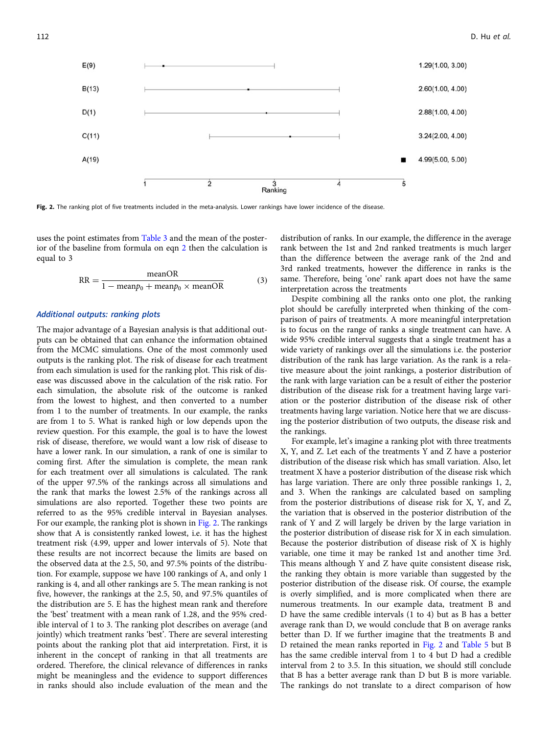E(9)

B(13)

D(1)

C(11)

A(19)

1.29(1.00, 3.00)

2.60(1.00, 4.00)

2.88(1.00, 4.00)

3.24(2.00, 4.00)

4.99(5.00, 5.00)

1 2 3 4 5

Ranking

**Fig. 2.** The ranking plot of five treatments included in the meta-analysis. Lower rankings have lower incidence of the disease.

uses the point estimates from Table 3 and the mean of the posterior of the baseline from formula on eqn 2 then the calculation is equal to 3

$$\text{RR} = \frac{\text{meanOR}}{1 - \text{mean}p_0 + \text{mean}p_0 \times \text{meanOR}} \quad (3)$$

### *Additional outputs: ranking plots*

The major advantage of a Bayesian analysis is that additional outputs can be obtained that can enhance the information obtained from the MCMC simulations. One of the most commonly used outputs is the ranking plot. The risk of disease for each treatment from each simulation is used for the ranking plot. This risk of disease was discussed above in the calculation of the risk ratio. For each simulation, the absolute risk of the outcome is ranked from the lowest to highest, and then converted to a number from 1 to the number of treatments. In our example, the ranks are from 1 to 5. What is ranked high or low depends upon the review question. For this example, the goal is to have the lowest risk of disease, therefore, we would want a low risk of disease to have a lower rank. In our simulation, a rank of one is similar to coming first. After the simulation is complete, the mean rank for each treatment over all simulations is calculated. The rank of the upper 97.5% of the rankings across all simulations and the rank that marks the lowest 2.5% of the rankings across all simulations are also reported. Together these two points are referred to as the 95% credible interval in Bayesian analyses. For our example, the ranking plot is shown in Fig. 2. The rankings show that A is consistently ranked lowest, i.e. it has the highest treatment risk (4.99, upper and lower intervals of 5). Note that these results are not incorrect because the limits are based on the observed data at the 2.5, 50, and 97.5% points of the distribution. For example, suppose we have 100 rankings of A, and only 1 ranking is 4, and all other rankings are 5. The mean ranking is not five, however, the rankings at the 2.5, 50, and 97.5% quantiles of the distribution are 5. E has the highest mean rank and therefore the 'best' treatment with a mean rank of 1.28, and the 95% credible interval of 1 to 3. The ranking plot describes on average (and jointly) which treatment ranks 'best'. There are several interesting points about the ranking plot that aid interpretation. First, it is inherent in the concept of ranking in that all treatments are ordered. Therefore, the clinical relevance of differences in ranks might be meaningless and the evidence to support differences in ranks should also include evaluation of the mean and the distribution of ranks. In our example, the difference in the average rank between the 1st and 2nd ranked treatments is much larger than the difference between the average rank of the 2nd and 3rd ranked treatments, however the difference in ranks is the same. Therefore, being 'one' rank apart does not have the same interpretation across the treatments

Despite combining all the ranks onto one plot, the ranking plot should be carefully interpreted when thinking of the comparison of pairs of treatments. A more meaningful interpretation is to focus on the range of ranks a single treatment can have. A wide 95% credible interval suggests that a single treatment has a wide variety of rankings over all the simulations i.e. the posterior distribution of the rank has large variation. As the rank is a relative measure about the joint rankings, a posterior distribution of the rank with large variation can be a result of either the posterior distribution of the disease risk for a treatment having large variation or the posterior distribution of the disease risk of other treatments having large variation. Notice here that we are discussing the posterior distribution of two outputs, the disease risk and the rankings.

For example, let's imagine a ranking plot with three treatments X, Y, and Z. Let each of the treatments Y and Z have a posterior distribution of the disease risk which has small variation. Also, let treatment X have a posterior distribution of the disease risk which has large variation. There are only three possible rankings 1, 2, and 3. When the rankings are calculated based on sampling from the posterior distributions of disease risk for X, Y, and Z, the variation that is observed in the posterior distribution of the rank of Y and Z will largely be driven by the large variation in the posterior distribution of disease risk for X in each simulation. Because the posterior distribution of disease risk of X is highly variable, one time it may be ranked 1st and another time 3rd. This means although Y and Z have quite consistent disease risk, the ranking they obtain is more variable than suggested by the posterior distribution of the disease risk. Of course, the example is overly simplified, and is more complicated when there are numerous treatments. In our example data, treatment B and D have the same credible intervals (1 to 4) but as B has a better average rank than D, we would conclude that B on average ranks better than D. If we further imagine that the treatments B and D retained the mean ranks reported in Fig. 2 and Table 5 but B has the same credible interval from 1 to 4 but D had a credible interval from 2 to 3.5. In this situation, we should still conclude that B has a better average rank than D but B is more variable. The rankings do not translate to a direct comparison of how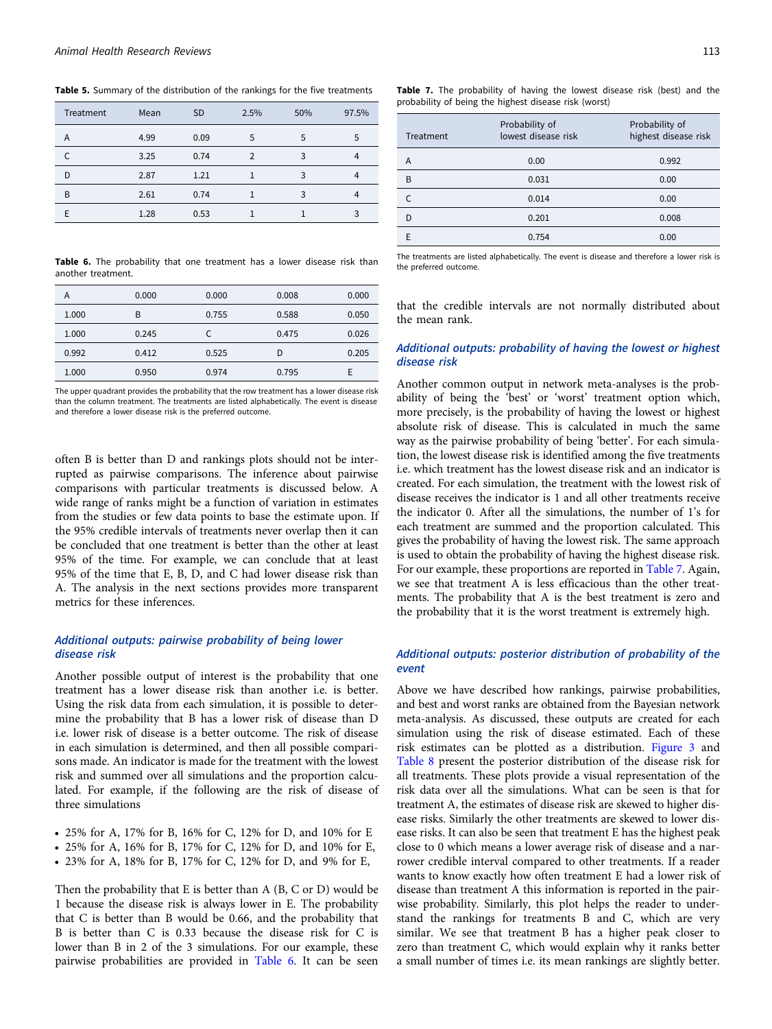**Table 5.** Summary of the distribution of the rankings for the five treatments

| Treatment | Mean | SD | 2.5% | 50% | 97.5% |
|---|---|---|---|---|---|
| A | 4.99 | 0.09 | 5 | 5 | 5 |
| C | 3.25 | 0.74 | 2 | 3 | 4 |
| D | 2.87 | 1.21 | 1 | 3 | 4 |
| B | 2.61 | 0.74 | 1 | 3 | 4 |
| E | 1.28 | 0.53 | 1 | 1 | 3 |

**Table 6.** The probability that one treatment has a lower disease risk than another treatment.

| | | | | |
|---|---|---|---|---|
| A | 0.000 | 0.000 | 0.008 | 0.000 |
| 1.000 | B | 0.755 | 0.588 | 0.050 |
| 1.000 | 0.245 | C | 0.475 | 0.026 |
| 0.992 | 0.412 | 0.525 | D | 0.205 |
| 1.000 | 0.950 | 0.974 | 0.795 | E |

The upper quadrant provides the probability that the row treatment has a lower disease risk than the column treatment. The treatments are listed alphabetically. The event is disease and therefore a lower disease risk is the preferred outcome.

often B is better than D and rankings plots should not be interrupted as pairwise comparisons. The inference about pairwise comparisons with particular treatments is discussed below. A wide range of ranks might be a function of variation in estimates from the studies or few data points to base the estimate upon. If the 95% credible intervals of treatments never overlap then it can be concluded that one treatment is better than the other at least 95% of the time. For example, we can conclude that at least 95% of the time that E, B, D, and C had lower disease risk than A. The analysis in the next sections provides more transparent metrics for these inferences.

## Additional outputs: pairwise probability of being lower disease risk

Another possible output of interest is the probability that one treatment has a lower disease risk than another i.e. is better. Using the risk data from each simulation, it is possible to determine the probability that B has a lower risk of disease than D i.e. lower risk of disease is a better outcome. The risk of disease in each simulation is determined, and then all possible comparisons made. An indicator is made for the treatment with the lowest risk and summed over all simulations and the proportion calculated. For example, if the following are the risk of disease of three simulations

- 25% for A, 17% for B, 16% for C, 12% for D, and 10% for E
- 25% for A, 16% for B, 17% for C, 12% for D, and 10% for E,
- 23% for A, 18% for B, 17% for C, 12% for D, and 9% for E,

Then the probability that E is better than A (B, C or D) would be 1 because the disease risk is always lower in E. The probability that C is better than B would be 0.66, and the probability that B is better than C is 0.33 because the disease risk for C is lower than B in 2 of the 3 simulations. For our example, these pairwise probabilities are provided in Table 6. It can be seen that the credible intervals are not normally distributed about the mean rank.

**Table 7.** The probability of having the lowest disease risk (best) and the probability of being the highest disease risk (worst)

| Treatment | Probability of lowest disease risk | Probability of highest disease risk |
|---|---|---|
| A | 0.00 | 0.992 |
| B | 0.031 | 0.00 |
| C | 0.014 | 0.00 |
| D | 0.201 | 0.008 |
| E | 0.754 | 0.00 |

The treatments are listed alphabetically. The event is disease and therefore a lower risk is the preferred outcome.

## Additional outputs: probability of having the lowest or highest disease risk

Another common output in network meta-analyses is the probability of being the 'best' or 'worst' treatment option which, more precisely, is the probability of having the lowest or highest absolute risk of disease. This is calculated in much the same way as the pairwise probability of being 'better'. For each simulation, the lowest disease risk is identified among the five treatments i.e. which treatment has the lowest disease risk and an indicator is created. For each simulation, the treatment with the lowest risk of disease receives the indicator is 1 and all other treatments receive the indicator 0. After all the simulations, the number of 1's for each treatment are summed and the proportion calculated. This gives the probability of having the lowest risk. The same approach is used to obtain the probability of having the highest disease risk. For our example, these proportions are reported in Table 7. Again, we see that treatment A is less efficacious than the other treatments. The probability that A is the best treatment is zero and the probability that it is the worst treatment is extremely high.

## Additional outputs: posterior distribution of probability of the event

Above we have described how rankings, pairwise probabilities, and best and worst ranks are obtained from the Bayesian network meta-analysis. As discussed, these outputs are created for each simulation using the risk of disease estimated. Each of these risk estimates can be plotted as a distribution. Figure 3 and Table 8 present the posterior distribution of the disease risk for all treatments. These plots provide a visual representation of the risk data over all the simulations. What can be seen is that for treatment A, the estimates of disease risk are skewed to higher disease risks. Similarly the other treatments are skewed to lower disease risks. It can also be seen that treatment E has the highest peak close to 0 which means a lower average risk of disease and a narrower credible interval compared to other treatments. If a reader wants to know exactly how often treatment E had a lower risk of disease than treatment A this information is reported in the pairwise probability. Similarly, this plot helps the reader to understand the rankings for treatments B and C, which are very similar. We see that treatment B has a higher peak closer to zero than treatment C, which would explain why it ranks better a small number of times i.e. its mean rankings are slightly better.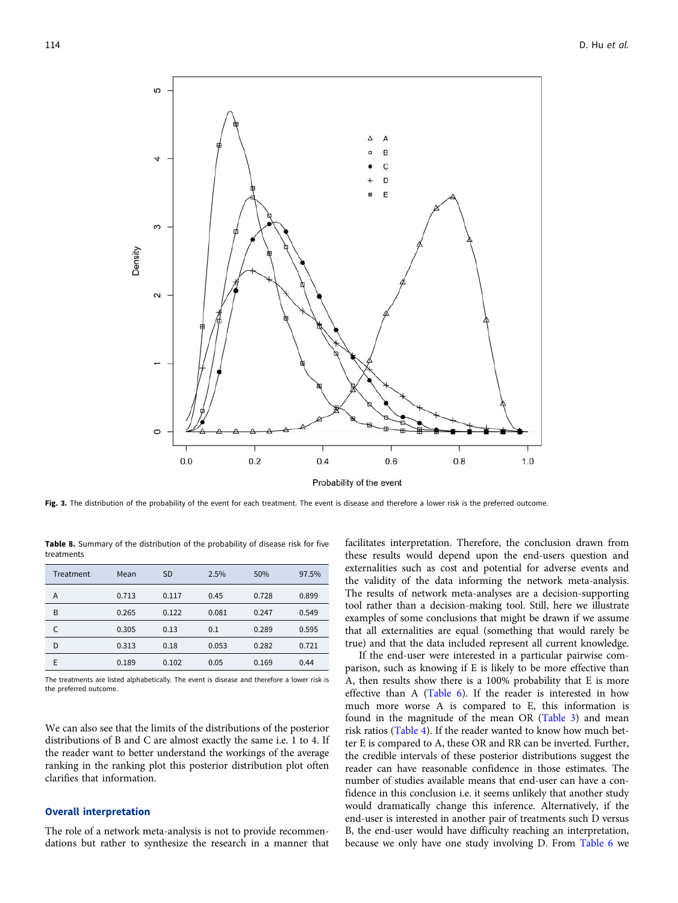Fig. 3. The distribution of the probability of the event for each treatment. The event is disease and therefore a lower risk is the preferred outcome.

Table 8. Summary of the distribution of the probability of disease risk for five treatments

| Treatment | Mean | SD | 2.5% | 50% | 97.5% |
| --- | --- | --- | --- | --- | --- |
| A | 0.713 | 0.117 | 0.45 | 0.728 | 0.899 |
| B | 0.265 | 0.122 | 0.081 | 0.247 | 0.549 |
| C | 0.305 | 0.13 | 0.1 | 0.289 | 0.595 |
| D | 0.313 | 0.18 | 0.053 | 0.282 | 0.721 |
| E | 0.189 | 0.102 | 0.05 | 0.169 | 0.44 |

The treatments are listed alphabetically. The event is disease and therefore a lower risk is the preferred outcome.

We can also see that the limits of the distributions of the posterior distributions of B and C are almost exactly the same i.e. 1 to 4. If the reader want to better understand the workings of the average ranking in the ranking plot this posterior distribution plot often clarifies that information.

## Overall interpretation

The role of a network meta-analysis is not to provide recommendations but rather to synthesize the research in a manner that facilitates interpretation. Therefore, the conclusion drawn from these results would depend upon the end-users question and externalities such as cost and potential for adverse events and the validity of the data informing the network meta-analysis. The results of network meta-analyses are a decision-supporting tool rather than a decision-making tool. Still, here we illustrate examples of some conclusions that might be drawn if we assume that all externalities are equal (something that would rarely be true) and that the data included represent all current knowledge.

If the end-user were interested in a particular pairwise comparison, such as knowing if E is likely to be more effective than A, then results show there is a 100% probability that E is more effective than A (Table 6). If the reader is interested in how much more worse A is compared to E, this information is found in the magnitude of the mean OR (Table 3) and mean risk ratios (Table 4). If the reader wanted to know how much better E is compared to A, these OR and RR can be inverted. Further, the credible intervals of these posterior distributions suggest the reader can have reasonable confidence in those estimates. The number of studies available means that end-user can have a confidence in this conclusion i.e. it seems unlikely that another study would dramatically change this inference. Alternatively, if the end-user is interested in another pair of treatments such D versus B, the end-user would have difficulty reaching an interpretation, because we only have one study involving D. From Table 6 we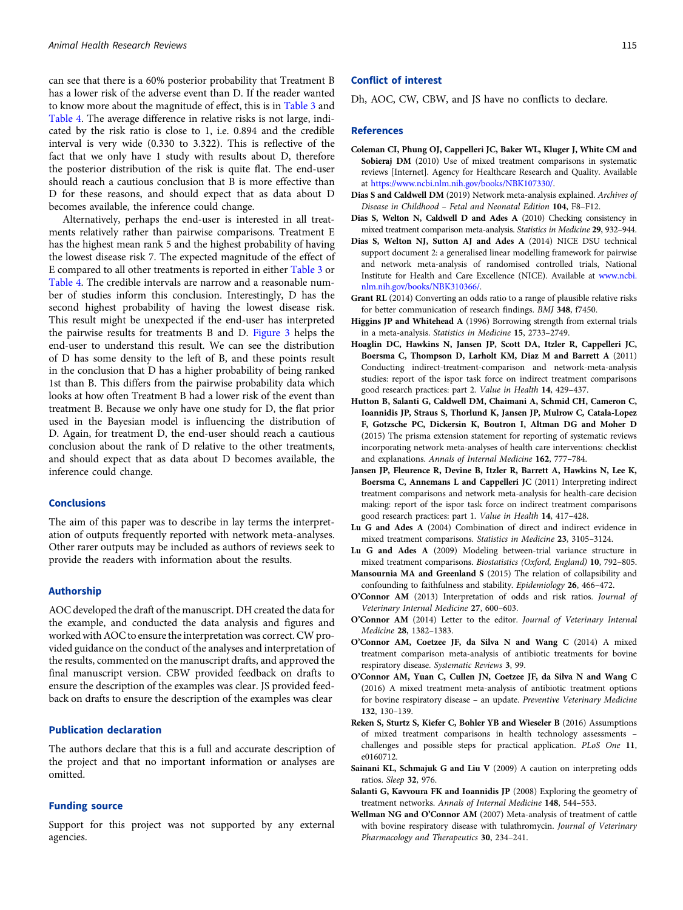can see that there is a 60% posterior probability that Treatment B has a lower risk of the adverse event than D. If the reader wanted to know more about the magnitude of effect, this is in Table 3 and Table 4. The average difference in relative risks is not large, indicated by the risk ratio is close to 1, i.e. 0.894 and the credible interval is very wide (0.330 to 3.322). This is reflective of the fact that we only have 1 study with results about D, therefore the posterior distribution of the risk is quite flat. The end-user should reach a cautious conclusion that B is more effective than D for these reasons, and should expect that as data about D becomes available, the inference could change.

Alternatively, perhaps the end-user is interested in all treatments relatively rather than pairwise comparisons. Treatment E has the highest mean rank 5 and the highest probability of having the lowest disease risk 7. The expected magnitude of the effect of E compared to all other treatments is reported in either Table 3 or Table 4. The credible intervals are narrow and a reasonable number of studies inform this conclusion. Interestingly, D has the second highest probability of having the lowest disease risk. This result might be unexpected if the end-user has interpreted the pairwise results for treatments B and D. Figure 3 helps the end-user to understand this result. We can see the distribution of D has some density to the left of B, and these points result in the conclusion that D has a higher probability of being ranked 1st than B. This differs from the pairwise probability data which looks at how often Treatment B had a lower risk of the event than treatment B. Because we only have one study for D, the flat prior used in the Bayesian model is influencing the distribution of D. Again, for treatment D, the end-user should reach a cautious conclusion about the rank of D relative to the other treatments, and should expect that as data about D becomes available, the inference could change.

## Conclusions

The aim of this paper was to describe in lay terms the interpretation of outputs frequently reported with network meta-analyses. Other rarer outputs may be included as authors of reviews seek to provide the readers with information about the results.

## Authorship

AOC developed the draft of the manuscript. DH created the data for the example, and conducted the data analysis and figures and worked with AOC to ensure the interpretation was correct. CW provided guidance on the conduct of the analyses and interpretation of the results, commented on the manuscript drafts, and approved the final manuscript version. CBW provided feedback on drafts to ensure the description of the examples was clear. JS provided feedback on drafts to ensure the description of the examples was clear

## Publication declaration

The authors declare that this is a full and accurate description of the project and that no important information or analyses are omitted.

## Funding source

Support for this project was not supported by any external agencies.

## Conflict of interest

Dh, AOC, CW, CBW, and JS have no conflicts to declare.

## References

**Coleman CI, Phung OJ, Cappelleri JC, Baker WL, Kluger J, White CM and Sobieraj DM** (2010) Use of mixed treatment comparisons in systematic reviews [Internet]. Agency for Healthcare Research and Quality. Available at https://www.ncbi.nlm.nih.gov/books/NBK107330/.

**Dias S and Caldwell DM** (2019) Network meta-analysis explained. *Archives of Disease in Childhood – Fetal and Neonatal Edition* **104**, F8–F12.

**Dias S, Welton N, Caldwell D and Ades A** (2010) Checking consistency in mixed treatment comparison meta-analysis. *Statistics in Medicine* **29**, 932–944.

**Dias S, Welton NJ, Sutton AJ and Ades A** (2014) NICE DSU technical support document 2: a generalised linear modelling framework for pairwise and network meta-analysis of randomised controlled trials, National Institute for Health and Care Excellence (NICE). Available at www.ncbi.nlm.nih.gov/books/NBK310366/.

**Grant RL** (2014) Converting an odds ratio to a range of plausible relative risks for better communication of research findings. *BMJ* **348**, f7450.

**Higgins JP and Whitehead A** (1996) Borrowing strength from external trials in a meta-analysis. *Statistics in Medicine* **15**, 2733–2749.

**Hoaglin DC, Hawkins N, Jansen JP, Scott DA, Itzler R, Cappelleri JC, Boersma C, Thompson D, Larholt KM, Diaz M and Barrett A** (2011) Conducting indirect-treatment-comparison and network-meta-analysis studies: report of the ispor task force on indirect treatment comparisons good research practices: part 2. *Value in Health* **14**, 429–437.

**Hutton B, Salanti G, Caldwell DM, Chaimani A, Schmid CH, Cameron C, Ioannidis JP, Straus S, Thorlund K, Jansen JP, Mulrow C, Catala-Lopez F, Gotzsche PC, Dickersin K, Boutron I, Altman DG and Moher D** (2015) The prisma extension statement for reporting of systematic reviews incorporating network meta-analyses of health care interventions: checklist and explanations. *Annals of Internal Medicine* **162**, 777–784.

**Jansen JP, Fleurence R, Devine B, Itzler R, Barrett A, Hawkins N, Lee K, Boersma C, Annemans L and Cappelleri JC** (2011) Interpreting indirect treatment comparisons and network meta-analysis for health-care decision making: report of the ispor task force on indirect treatment comparisons good research practices: part 1. *Value in Health* **14**, 417–428.

**Lu G and Ades A** (2004) Combination of direct and indirect evidence in mixed treatment comparisons. *Statistics in Medicine* **23**, 3105–3124.

**Lu G and Ades A** (2009) Modeling between-trial variance structure in mixed treatment comparisons. *Biostatistics (Oxford, England)* **10**, 792–805.

**Mansournia MA and Greenland S** (2015) The relation of collapsibility and confounding to faithfulness and stability. *Epidemiology* **26**, 466–472.

**O'Connor AM** (2013) Interpretation of odds and risk ratios. *Journal of Veterinary Internal Medicine* **27**, 600–603.

**O'Connor AM** (2014) Letter to the editor. *Journal of Veterinary Internal Medicine* **28**, 1382–1383.

**O'Connor AM, Coetzee JF, da Silva N and Wang C** (2014) A mixed treatment comparison meta-analysis of antibiotic treatments for bovine respiratory disease. *Systematic Reviews* **3**, 99.

**O'Connor AM, Yuan C, Cullen JN, Coetzee JF, da Silva N and Wang C** (2016) A mixed treatment meta-analysis of antibiotic treatment options for bovine respiratory disease – an update. *Preventive Veterinary Medicine* **132**, 130–139.

**Reken S, Sturtz S, Kiefer C, Bohler YB and Wieseler B** (2016) Assumptions of mixed treatment comparisons in health technology assessments – challenges and possible steps for practical application. *PLoS One* **11**, e0160712.

**Sainani KL, Schmajuk G and Liu V** (2009) A caution on interpreting odds ratios. *Sleep* **32**, 976.

**Salanti G, Kavvoura FK and Ioannidis JP** (2008) Exploring the geometry of treatment networks. *Annals of Internal Medicine* **148**, 544–553.

**Wellman NG and O'Connor AM** (2007) Meta-analysis of treatment of cattle with bovine respiratory disease with tulathromycin. *Journal of Veterinary Pharmacology and Therapeutics* **30**, 234–241.